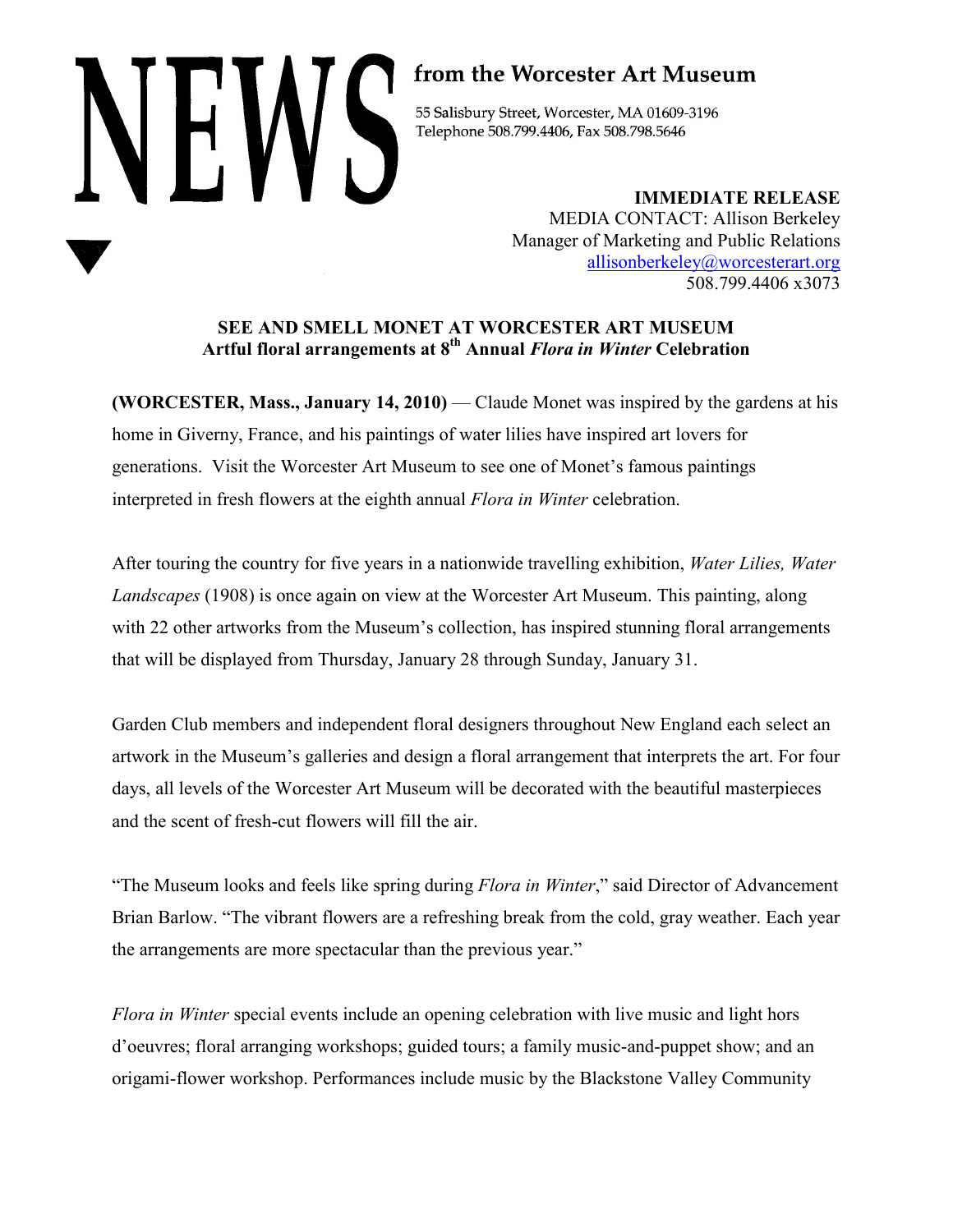# NEWS from the Worcester Art Museum

55 Salisbury Street, Worcester, MA 01609-3196
Telephone 508.799.4406, Fax 508.798.5646

**IMMEDIATE RELEASE**
MEDIA CONTACT: Allison Berkeley
Manager of Marketing and Public Relations
allisonberkeley@worcesterart.org
508.799.4406 x3073

## SEE AND SMELL MONET AT WORCESTER ART MUSEUM
### Artful floral arrangements at 8th Annual *Flora in Winter* Celebration

**(WORCESTER, Mass., January 14, 2010)** — Claude Monet was inspired by the gardens at his home in Giverny, France, and his paintings of water lilies have inspired art lovers for generations. Visit the Worcester Art Museum to see one of Monet's famous paintings interpreted in fresh flowers at the eighth annual *Flora in Winter* celebration.

After touring the country for five years in a nationwide travelling exhibition, *Water Lilies, Water Landscapes* (1908) is once again on view at the Worcester Art Museum. This painting, along with 22 other artworks from the Museum's collection, has inspired stunning floral arrangements that will be displayed from Thursday, January 28 through Sunday, January 31.

Garden Club members and independent floral designers throughout New England each select an artwork in the Museum's galleries and design a floral arrangement that interprets the art. For four days, all levels of the Worcester Art Museum will be decorated with the beautiful masterpieces and the scent of fresh-cut flowers will fill the air.

"The Museum looks and feels like spring during *Flora in Winter*," said Director of Advancement Brian Barlow. "The vibrant flowers are a refreshing break from the cold, gray weather. Each year the arrangements are more spectacular than the previous year."

*Flora in Winter* special events include an opening celebration with live music and light hors d'oeuvres; floral arranging workshops; guided tours; a family music-and-puppet show; and an origami-flower workshop. Performances include music by the Blackstone Valley Community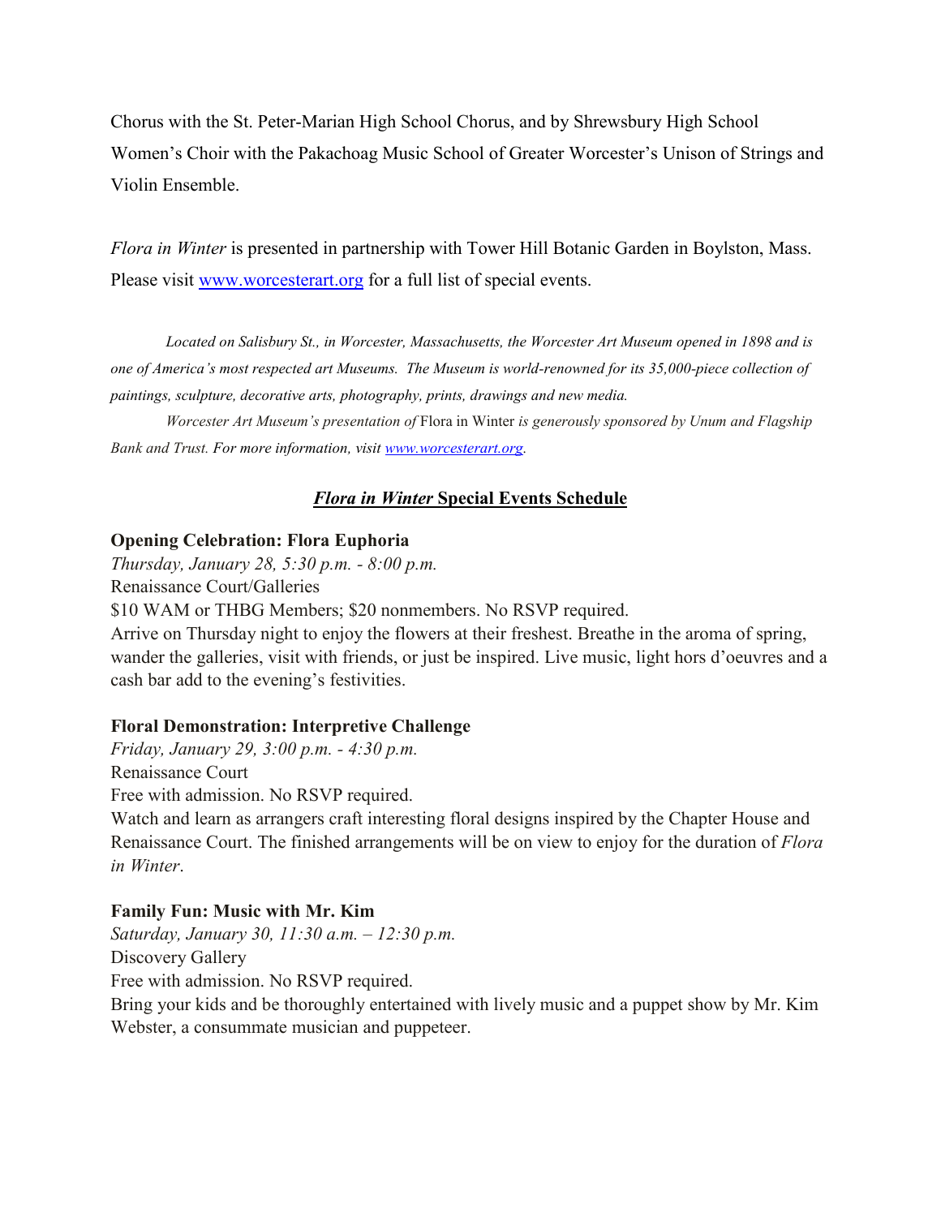Chorus with the St. Peter-Marian High School Chorus, and by Shrewsbury High School Women's Choir with the Pakachoag Music School of Greater Worcester's Unison of Strings and Violin Ensemble.

*Flora in Winter* is presented in partnership with Tower Hill Botanic Garden in Boylston, Mass. Please visit [www.worcesterart.org](http://www.worcesterart.org) for a full list of special events.

*Located on Salisbury St., in Worcester, Massachusetts, the Worcester Art Museum opened in 1898 and is one of America's most respected art Museums. The Museum is world-renowned for its 35,000-piece collection of paintings, sculpture, decorative arts, photography, prints, drawings and new media.*

*Worcester Art Museum's presentation of* Flora in Winter *is generously sponsored by Unum and Flagship Bank and Trust. For more information, visit [www.worcesterart.org](http://www.worcesterart.org).*

## ***Flora in Winter* Special Events Schedule**

**Opening Celebration: Flora Euphoria**
*Thursday, January 28, 5:30 p.m. - 8:00 p.m.*
Renaissance Court/Galleries
$10 WAM or THBG Members; $20 nonmembers. No RSVP required.
Arrive on Thursday night to enjoy the flowers at their freshest. Breathe in the aroma of spring, wander the galleries, visit with friends, or just be inspired. Live music, light hors d'oeuvres and a cash bar add to the evening's festivities.

**Floral Demonstration: Interpretive Challenge**
*Friday, January 29, 3:00 p.m. - 4:30 p.m.*
Renaissance Court
Free with admission. No RSVP required.
Watch and learn as arrangers craft interesting floral designs inspired by the Chapter House and Renaissance Court. The finished arrangements will be on view to enjoy for the duration of *Flora in Winter*.

**Family Fun: Music with Mr. Kim**
*Saturday, January 30, 11:30 a.m. – 12:30 p.m.*
Discovery Gallery
Free with admission. No RSVP required.
Bring your kids and be thoroughly entertained with lively music and a puppet show by Mr. Kim Webster, a consummate musician and puppeteer.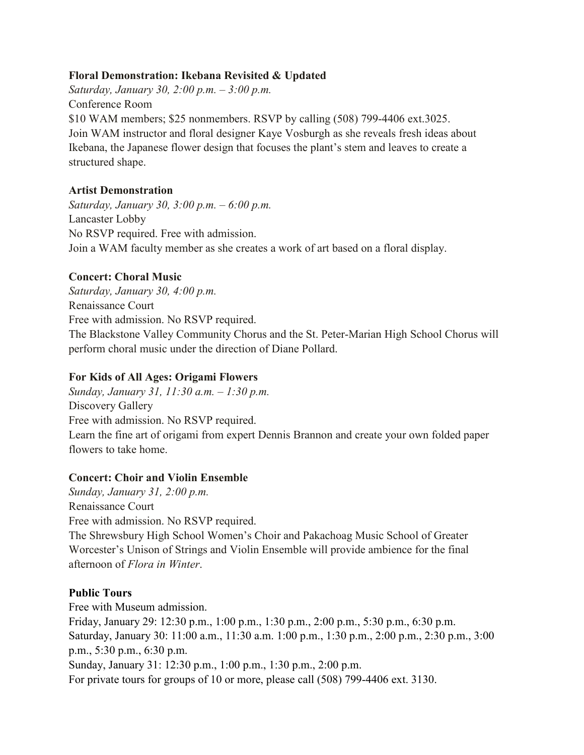**Floral Demonstration: Ikebana Revisited & Updated**

*Saturday, January 30, 2:00 p.m. – 3:00 p.m.*

Conference Room

$10 WAM members; $25 nonmembers. RSVP by calling (508) 799-4406 ext.3025.

Join WAM instructor and floral designer Kaye Vosburgh as she reveals fresh ideas about Ikebana, the Japanese flower design that focuses the plant's stem and leaves to create a structured shape.

**Artist Demonstration**

*Saturday, January 30, 3:00 p.m. – 6:00 p.m.*

Lancaster Lobby

No RSVP required. Free with admission.

Join a WAM faculty member as she creates a work of art based on a floral display.

**Concert: Choral Music**

*Saturday, January 30, 4:00 p.m.*

Renaissance Court

Free with admission. No RSVP required.

The Blackstone Valley Community Chorus and the St. Peter-Marian High School Chorus will perform choral music under the direction of Diane Pollard.

**For Kids of All Ages: Origami Flowers**

*Sunday, January 31, 11:30 a.m. – 1:30 p.m.*

Discovery Gallery

Free with admission. No RSVP required.

Learn the fine art of origami from expert Dennis Brannon and create your own folded paper flowers to take home.

**Concert: Choir and Violin Ensemble**

*Sunday, January 31, 2:00 p.m.*

Renaissance Court

Free with admission. No RSVP required.

The Shrewsbury High School Women's Choir and Pakachoag Music School of Greater Worcester's Unison of Strings and Violin Ensemble will provide ambience for the final afternoon of *Flora in Winter*.

**Public Tours**

Free with Museum admission.

Friday, January 29: 12:30 p.m., 1:00 p.m., 1:30 p.m., 2:00 p.m., 5:30 p.m., 6:30 p.m.

Saturday, January 30: 11:00 a.m., 11:30 a.m. 1:00 p.m., 1:30 p.m., 2:00 p.m., 2:30 p.m., 3:00 p.m., 5:30 p.m., 6:30 p.m.

Sunday, January 31: 12:30 p.m., 1:00 p.m., 1:30 p.m., 2:00 p.m.

For private tours for groups of 10 or more, please call (508) 799-4406 ext. 3130.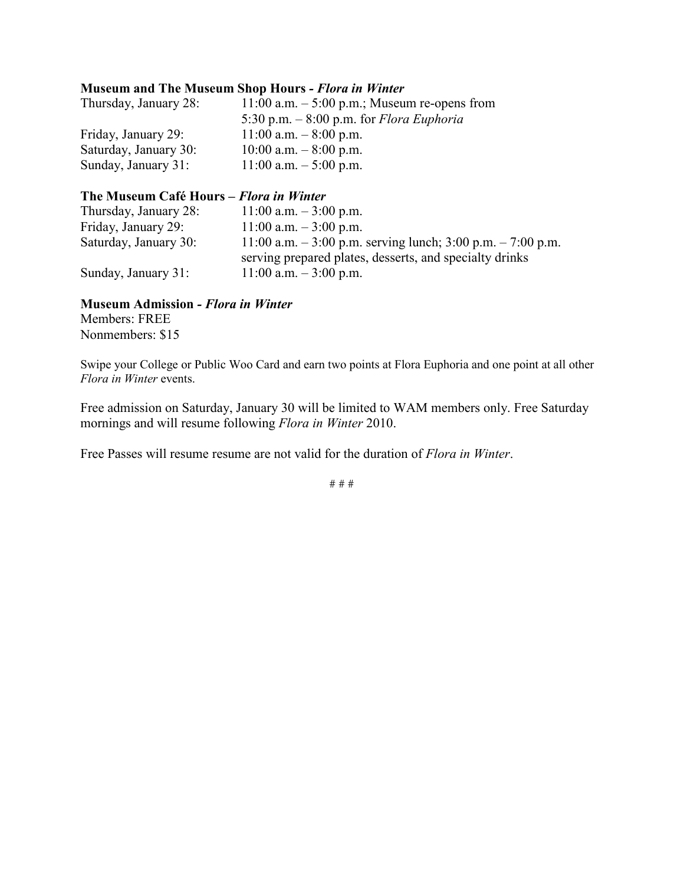**Museum and The Museum Shop Hours -** ***Flora in Winter***

| | |
|---|---|
| Thursday, January 28: | 11:00 a.m. – 5:00 p.m.; Museum re-opens from 5:30 p.m. – 8:00 p.m. for *Flora Euphoria* |
| Friday, January 29: | 11:00 a.m. – 8:00 p.m. |
| Saturday, January 30: | 10:00 a.m. – 8:00 p.m. |
| Sunday, January 31: | 11:00 a.m. – 5:00 p.m. |

**The Museum Café Hours –** ***Flora in Winter***

| | |
|---|---|
| Thursday, January 28: | 11:00 a.m. – 3:00 p.m. |
| Friday, January 29: | 11:00 a.m. – 3:00 p.m. |
| Saturday, January 30: | 11:00 a.m. – 3:00 p.m. serving lunch; 3:00 p.m. – 7:00 p.m. serving prepared plates, desserts, and specialty drinks |
| Sunday, January 31: | 11:00 a.m. – 3:00 p.m. |

**Museum Admission -** ***Flora in Winter***

Members: FREE
Nonmembers: $15

Swipe your College or Public Woo Card and earn two points at Flora Euphoria and one point at all other *Flora in Winter* events.

Free admission on Saturday, January 30 will be limited to WAM members only. Free Saturday mornings and will resume following *Flora in Winter* 2010.

Free Passes will resume resume are not valid for the duration of *Flora in Winter*.

# # #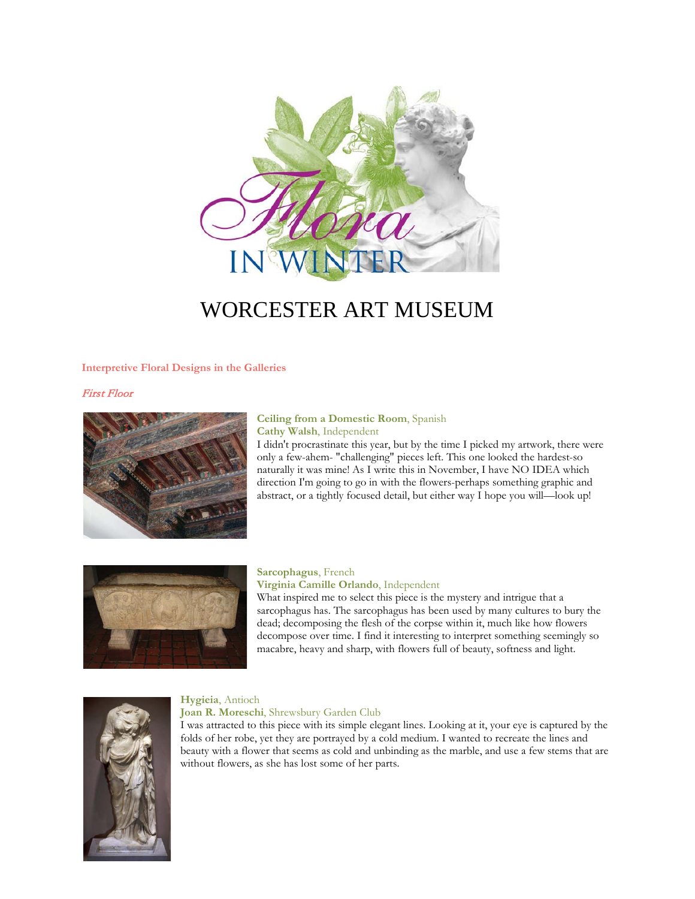Flora IN WINTER

# WORCESTER ART MUSEUM

## Interpretive Floral Designs in the Galleries

### *First Floor*

**Ceiling from a Domestic Room**, Spanish
**Cathy Walsh**, Independent
I didn't procrastinate this year, but by the time I picked my artwork, there were only a few-ahem- "challenging" pieces left. This one looked the hardest-so naturally it was mine! As I write this in November, I have NO IDEA which direction I'm going to go in with the flowers-perhaps something graphic and abstract, or a tightly focused detail, but either way I hope you will—look up!

**Sarcophagus**, French
**Virginia Camille Orlando**, Independent
What inspired me to select this piece is the mystery and intrigue that a sarcophagus has. The sarcophagus has been used by many cultures to bury the dead; decomposing the flesh of the corpse within it, much like how flowers decompose over time. I find it interesting to interpret something seemingly so macabre, heavy and sharp, with flowers full of beauty, softness and light.

**Hygieia**, Antioch
**Joan R. Moreschi**, Shrewsbury Garden Club
I was attracted to this piece with its simple elegant lines. Looking at it, your eye is captured by the folds of her robe, yet they are portrayed by a cold medium. I wanted to recreate the lines and beauty with a flower that seems as cold and unbinding as the marble, and use a few stems that are without flowers, as she has lost some of her parts.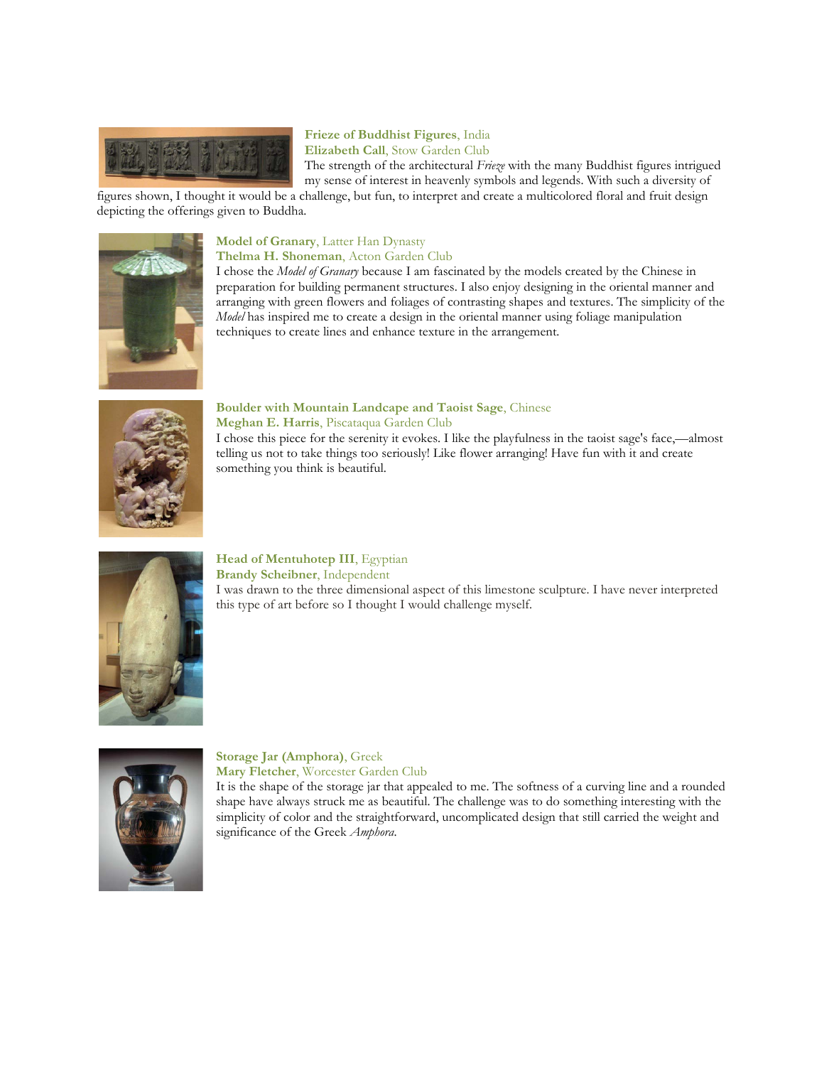**Frieze of Buddhist Figures**, India
**Elizabeth Call**, Stow Garden Club
The strength of the architectural *Frieze* with the many Buddhist figures intrigued my sense of interest in heavenly symbols and legends. With such a diversity of figures shown, I thought it would be a challenge, but fun, to interpret and create a multicolored floral and fruit design depicting the offerings given to Buddha.

**Model of Granary**, Latter Han Dynasty
**Thelma H. Shoneman**, Acton Garden Club
I chose the *Model of Granary* because I am fascinated by the models created by the Chinese in preparation for building permanent structures. I also enjoy designing in the oriental manner and arranging with green flowers and foliages of contrasting shapes and textures. The simplicity of the *Model* has inspired me to create a design in the oriental manner using foliage manipulation techniques to create lines and enhance texture in the arrangement.

**Boulder with Mountain Landcape and Taoist Sage**, Chinese
**Meghan E. Harris**, Piscataqua Garden Club
I chose this piece for the serenity it evokes. I like the playfulness in the taoist sage's face,—almost telling us not to take things too seriously! Like flower arranging! Have fun with it and create something you think is beautiful.

**Head of Mentuhotep III**, Egyptian
**Brandy Scheibner**, Independent
I was drawn to the three dimensional aspect of this limestone sculpture. I have never interpreted this type of art before so I thought I would challenge myself.

**Storage Jar (Amphora)**, Greek
**Mary Fletcher**, Worcester Garden Club
It is the shape of the storage jar that appealed to me. The softness of a curving line and a rounded shape have always struck me as beautiful. The challenge was to do something interesting with the simplicity of color and the straightforward, uncomplicated design that still carried the weight and significance of the Greek *Amphora*.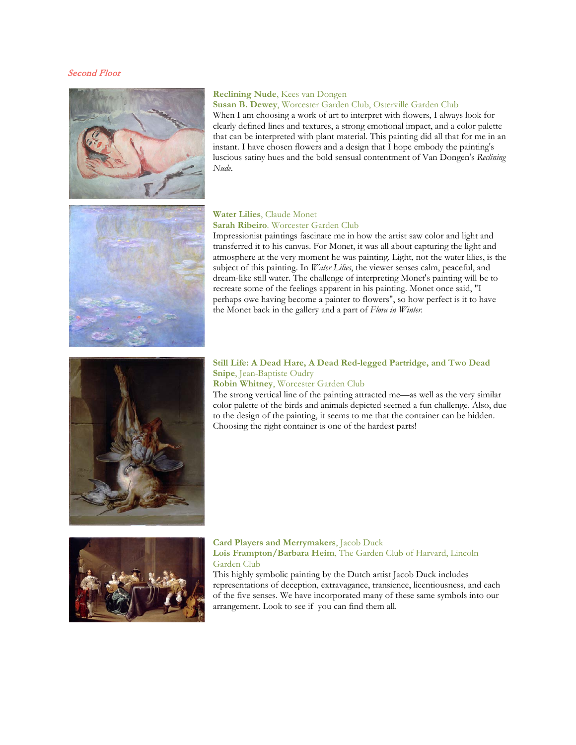*Second Floor*

**Reclining Nude**, Kees van Dongen
**Susan B. Dewey**, Worcester Garden Club, Osterville Garden Club
When I am choosing a work of art to interpret with flowers, I always look for clearly defined lines and textures, a strong emotional impact, and a color palette that can be interpreted with plant material. This painting did all that for me in an instant. I have chosen flowers and a design that I hope embody the painting's luscious satiny hues and the bold sensual contentment of Van Dongen's *Reclining Nude*.

**Water Lilies**, Claude Monet
**Sarah Ribeiro**. Worcester Garden Club
Impressionist paintings fascinate me in how the artist saw color and light and transferred it to his canvas. For Monet, it was all about capturing the light and atmosphere at the very moment he was painting. Light, not the water lilies, is the subject of this painting. In *Water Lilies*, the viewer senses calm, peaceful, and dream-like still water. The challenge of interpreting Monet's painting will be to recreate some of the feelings apparent in his painting. Monet once said, "I perhaps owe having become a painter to flowers", so how perfect is it to have the Monet back in the gallery and a part of *Flora in Winter*.

**Still Life: A Dead Hare, A Dead Red-legged Partridge, and Two Dead Snipe**, Jean-Baptiste Oudry
**Robin Whitney**, Worcester Garden Club
The strong vertical line of the painting attracted me—as well as the very similar color palette of the birds and animals depicted seemed a fun challenge. Also, due to the design of the painting, it seems to me that the container can be hidden. Choosing the right container is one of the hardest parts!

**Card Players and Merrymakers**, Jacob Duck
**Lois Frampton/Barbara Heim**, The Garden Club of Harvard, Lincoln Garden Club
This highly symbolic painting by the Dutch artist Jacob Duck includes representations of deception, extravagance, transience, licentiousness, and each of the five senses. We have incorporated many of these same symbols into our arrangement. Look to see if you can find them all.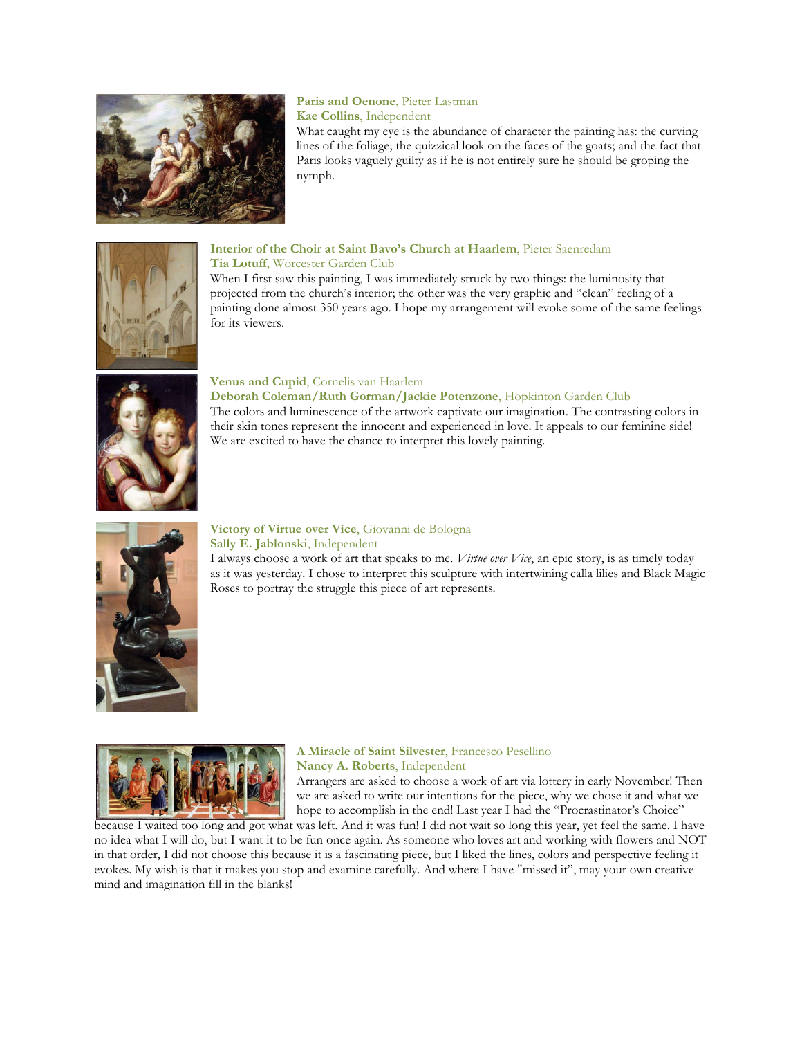**Paris and Oenone**, Pieter Lastman
**Kae Collins**, Independent
What caught my eye is the abundance of character the painting has: the curving lines of the foliage; the quizzical look on the faces of the goats; and the fact that Paris looks vaguely guilty as if he is not entirely sure he should be groping the nymph.

**Interior of the Choir at Saint Bavo's Church at Haarlem**, Pieter Saenredam
**Tia Lotuff**, Worcester Garden Club
When I first saw this painting, I was immediately struck by two things: the luminosity that projected from the church's interior; the other was the very graphic and "clean" feeling of a painting done almost 350 years ago. I hope my arrangement will evoke some of the same feelings for its viewers.

**Venus and Cupid**, Cornelis van Haarlem
**Deborah Coleman/Ruth Gorman/Jackie Potenzone**, Hopkinton Garden Club
The colors and luminescence of the artwork captivate our imagination. The contrasting colors in their skin tones represent the innocent and experienced in love. It appeals to our feminine side! We are excited to have the chance to interpret this lovely painting.

**Victory of Virtue over Vice**, Giovanni de Bologna
**Sally E. Jablonski**, Independent
I always choose a work of art that speaks to me. *Virtue over Vice*, an epic story, is as timely today as it was yesterday. I chose to interpret this sculpture with intertwining calla lilies and Black Magic Roses to portray the struggle this piece of art represents.

**A Miracle of Saint Silvester**, Francesco Pesellino
**Nancy A. Roberts**, Independent
Arrangers are asked to choose a work of art via lottery in early November! Then we are asked to write our intentions for the piece, why we chose it and what we hope to accomplish in the end! Last year I had the "Procrastinator's Choice" because I waited too long and got what was left. And it was fun! I did not wait so long this year, yet feel the same. I have no idea what I will do, but I want it to be fun once again. As someone who loves art and working with flowers and NOT in that order, I did not choose this because it is a fascinating piece, but I liked the lines, colors and perspective feeling it evokes. My wish is that it makes you stop and examine carefully. And where I have "missed it", may your own creative mind and imagination fill in the blanks!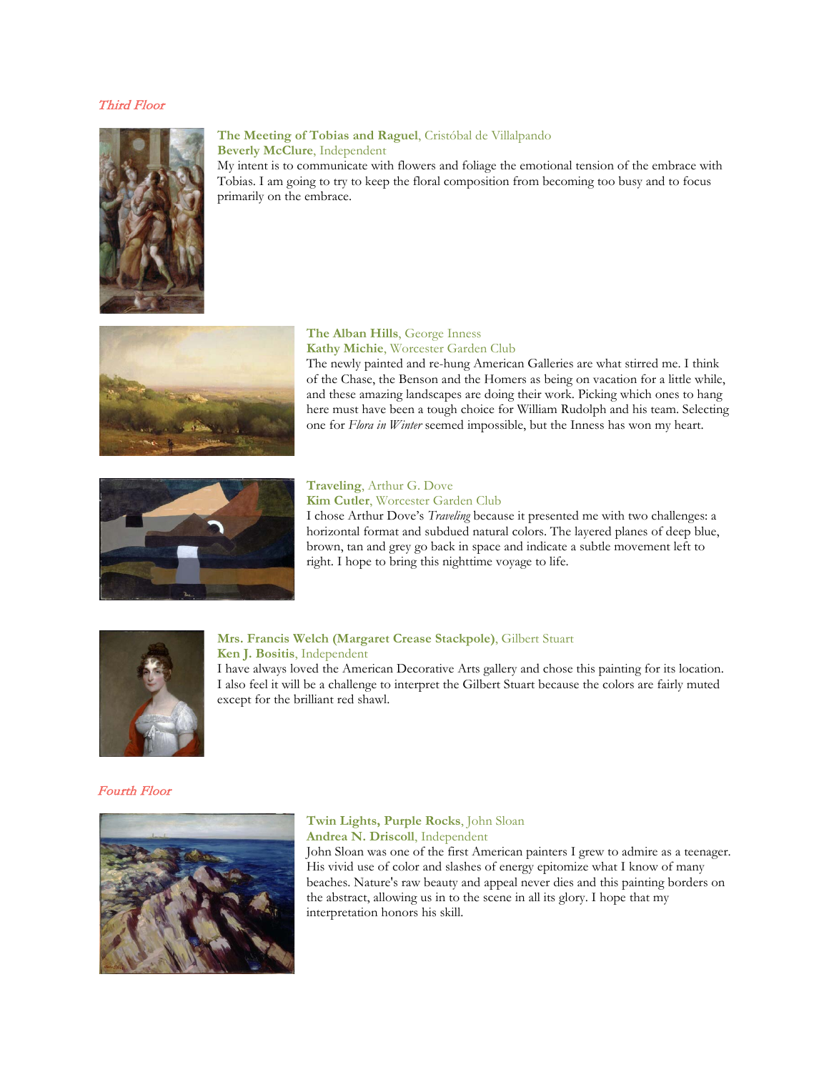*Third Floor*

**The Meeting of Tobias and Raguel**, Cristóbal de Villalpando
**Beverly McClure**, Independent
My intent is to communicate with flowers and foliage the emotional tension of the embrace with Tobias. I am going to try to keep the floral composition from becoming too busy and to focus primarily on the embrace.

**The Alban Hills**, George Inness
**Kathy Michie**, Worcester Garden Club
The newly painted and re-hung American Galleries are what stirred me. I think of the Chase, the Benson and the Homers as being on vacation for a little while, and these amazing landscapes are doing their work. Picking which ones to hang here must have been a tough choice for William Rudolph and his team. Selecting one for *Flora in Winter* seemed impossible, but the Inness has won my heart.

**Traveling**, Arthur G. Dove
**Kim Cutler**, Worcester Garden Club
I chose Arthur Dove's *Traveling* because it presented me with two challenges: a horizontal format and subdued natural colors. The layered planes of deep blue, brown, tan and grey go back in space and indicate a subtle movement left to right. I hope to bring this nighttime voyage to life.

**Mrs. Francis Welch (Margaret Crease Stackpole)**, Gilbert Stuart
**Ken J. Bositis**, Independent
I have always loved the American Decorative Arts gallery and chose this painting for its location. I also feel it will be a challenge to interpret the Gilbert Stuart because the colors are fairly muted except for the brilliant red shawl.

*Fourth Floor*

**Twin Lights, Purple Rocks**, John Sloan
**Andrea N. Driscoll**, Independent
John Sloan was one of the first American painters I grew to admire as a teenager. His vivid use of color and slashes of energy epitomize what I know of many beaches. Nature's raw beauty and appeal never dies and this painting borders on the abstract, allowing us in to the scene in all its glory. I hope that my interpretation honors his skill.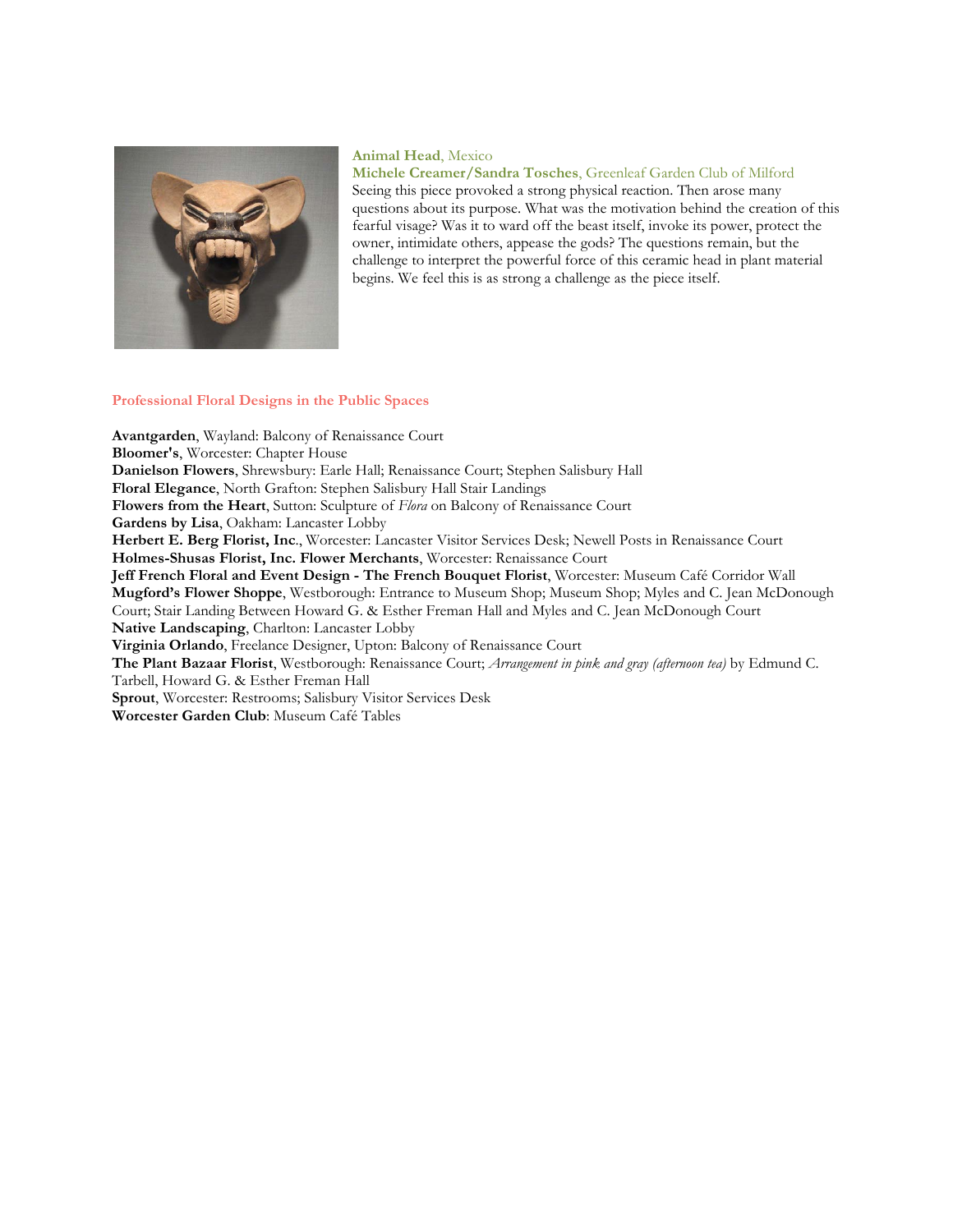**Animal Head**, Mexico

**Michele Creamer/Sandra Tosches**, Greenleaf Garden Club of Milford

Seeing this piece provoked a strong physical reaction. Then arose many questions about its purpose. What was the motivation behind the creation of this fearful visage? Was it to ward off the beast itself, invoke its power, protect the owner, intimidate others, appease the gods? The questions remain, but the challenge to interpret the powerful force of this ceramic head in plant material begins. We feel this is as strong a challenge as the piece itself.

## Professional Floral Designs in the Public Spaces

**Avantgarden**, Wayland: Balcony of Renaissance Court
**Bloomer's**, Worcester: Chapter House
**Danielson Flowers**, Shrewsbury: Earle Hall; Renaissance Court; Stephen Salisbury Hall
**Floral Elegance**, North Grafton: Stephen Salisbury Hall Stair Landings
**Flowers from the Heart**, Sutton: Sculpture of *Flora* on Balcony of Renaissance Court
**Gardens by Lisa**, Oakham: Lancaster Lobby
**Herbert E. Berg Florist, Inc**., Worcester: Lancaster Visitor Services Desk; Newell Posts in Renaissance Court
**Holmes-Shusas Florist, Inc. Flower Merchants**, Worcester: Renaissance Court
**Jeff French Floral and Event Design - The French Bouquet Florist**, Worcester: Museum Café Corridor Wall
**Mugford's Flower Shoppe**, Westborough: Entrance to Museum Shop; Museum Shop; Myles and C. Jean McDonough Court; Stair Landing Between Howard G. & Esther Freman Hall and Myles and C. Jean McDonough Court
**Native Landscaping**, Charlton: Lancaster Lobby
**Virginia Orlando**, Freelance Designer, Upton: Balcony of Renaissance Court
**The Plant Bazaar Florist**, Westborough: Renaissance Court; *Arrangement in pink and gray (afternoon tea)* by Edmund C. Tarbell, Howard G. & Esther Freman Hall
**Sprout**, Worcester: Restrooms; Salisbury Visitor Services Desk
**Worcester Garden Club**: Museum Café Tables